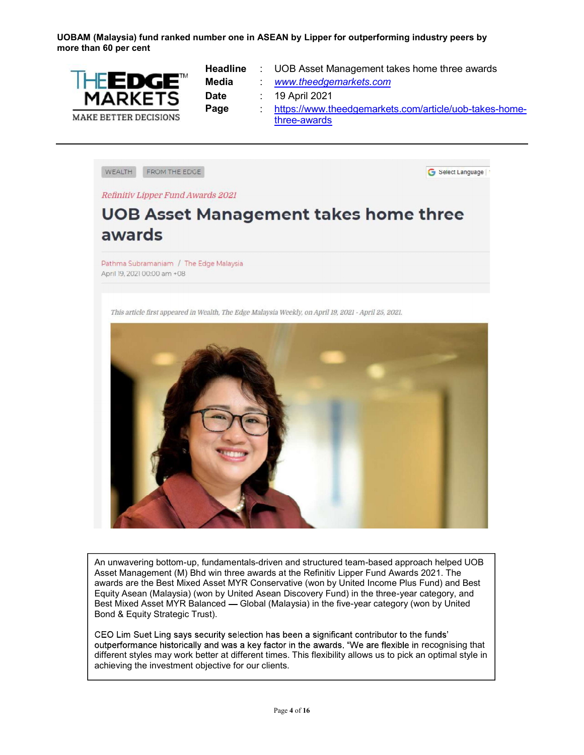**UOBAM (Malaysia) fund ranked number one in ASEAN by Lipper for outperforming industry peers by more than 60 per cent**

THE EDGE MARKETS
MAKE BETTER DECISIONS

| | | |
|---|---|---|
| **Headline** | : | UOB Asset Management takes home three awards |
| **Media** | : | www.theedgemarkets.com |
| **Date** | : | 19 April 2021 |
| **Page** | : | https://www.theedgemarkets.com/article/uob-takes-home-three-awards |

WEALTH FROM THE EDGE

*Refinitiv Lipper Fund Awards 2021*

# UOB Asset Management takes home three awards

Pathma Subramaniam / The Edge Malaysia
April 19, 2021 00:00 am +08

*This article first appeared in Wealth, The Edge Malaysia Weekly, on April 19, 2021 - April 25, 2021.*

An unwavering bottom-up, fundamentals-driven and structured team-based approach helped UOB Asset Management (M) Bhd win three awards at the Refinitiv Lipper Fund Awards 2021. The awards are the Best Mixed Asset MYR Conservative (won by United Income Plus Fund) and Best Equity Asean (Malaysia) (won by United Asean Discovery Fund) in the three-year category, and Best Mixed Asset MYR Balanced — Global (Malaysia) in the five-year category (won by United Bond & Equity Strategic Trust).

CEO Lim Suet Ling says security selection has been a significant contributor to the funds' outperformance historically and was a key factor in the awards. "We are flexible in recognising that different styles may work better at different times. This flexibility allows us to pick an optimal style in achieving the investment objective for our clients.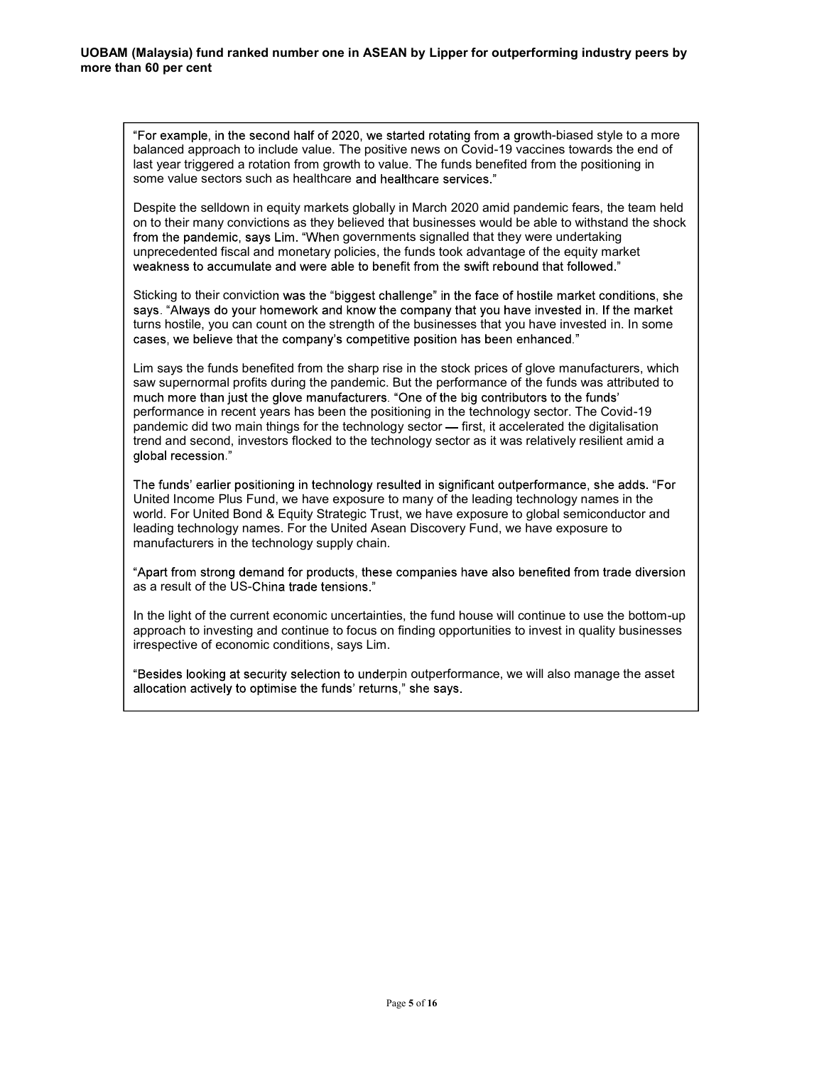"For example, in the second half of 2020, we started rotating from a growth-biased style to a more balanced approach to include value. The positive news on Covid-19 vaccines towards the end of last year triggered a rotation from growth to value. The funds benefited from the positioning in some value sectors such as healthcare and healthcare services."

Despite the selldown in equity markets globally in March 2020 amid pandemic fears, the team held on to their many convictions as they believed that businesses would be able to withstand the shock from the pandemic, says Lim. "When governments signalled that they were undertaking unprecedented fiscal and monetary policies, the funds took advantage of the equity market weakness to accumulate and were able to benefit from the swift rebound that followed."

Sticking to their conviction was the "biggest challenge" in the face of hostile market conditions, she says. "Always do your homework and know the company that you have invested in. If the market turns hostile, you can count on the strength of the businesses that you have invested in. In some cases, we believe that the company's competitive position has been enhanced."

Lim says the funds benefited from the sharp rise in the stock prices of glove manufacturers, which saw supernormal profits during the pandemic. But the performance of the funds was attributed to much more than just the glove manufacturers. "One of the big contributors to the funds' performance in recent years has been the positioning in the technology sector. The Covid-19 pandemic did two main things for the technology sector — first, it accelerated the digitalisation trend and second, investors flocked to the technology sector as it was relatively resilient amid a global recession."

The funds' earlier positioning in technology resulted in significant outperformance, she adds. "For United Income Plus Fund, we have exposure to many of the leading technology names in the world. For United Bond & Equity Strategic Trust, we have exposure to global semiconductor and leading technology names. For the United Asean Discovery Fund, we have exposure to manufacturers in the technology supply chain.

"Apart from strong demand for products, these companies have also benefited from trade diversion as a result of the US-China trade tensions."

In the light of the current economic uncertainties, the fund house will continue to use the bottom-up approach to investing and continue to focus on finding opportunities to invest in quality businesses irrespective of economic conditions, says Lim.

"Besides looking at security selection to underpin outperformance, we will also manage the asset allocation actively to optimise the funds' returns," she says.